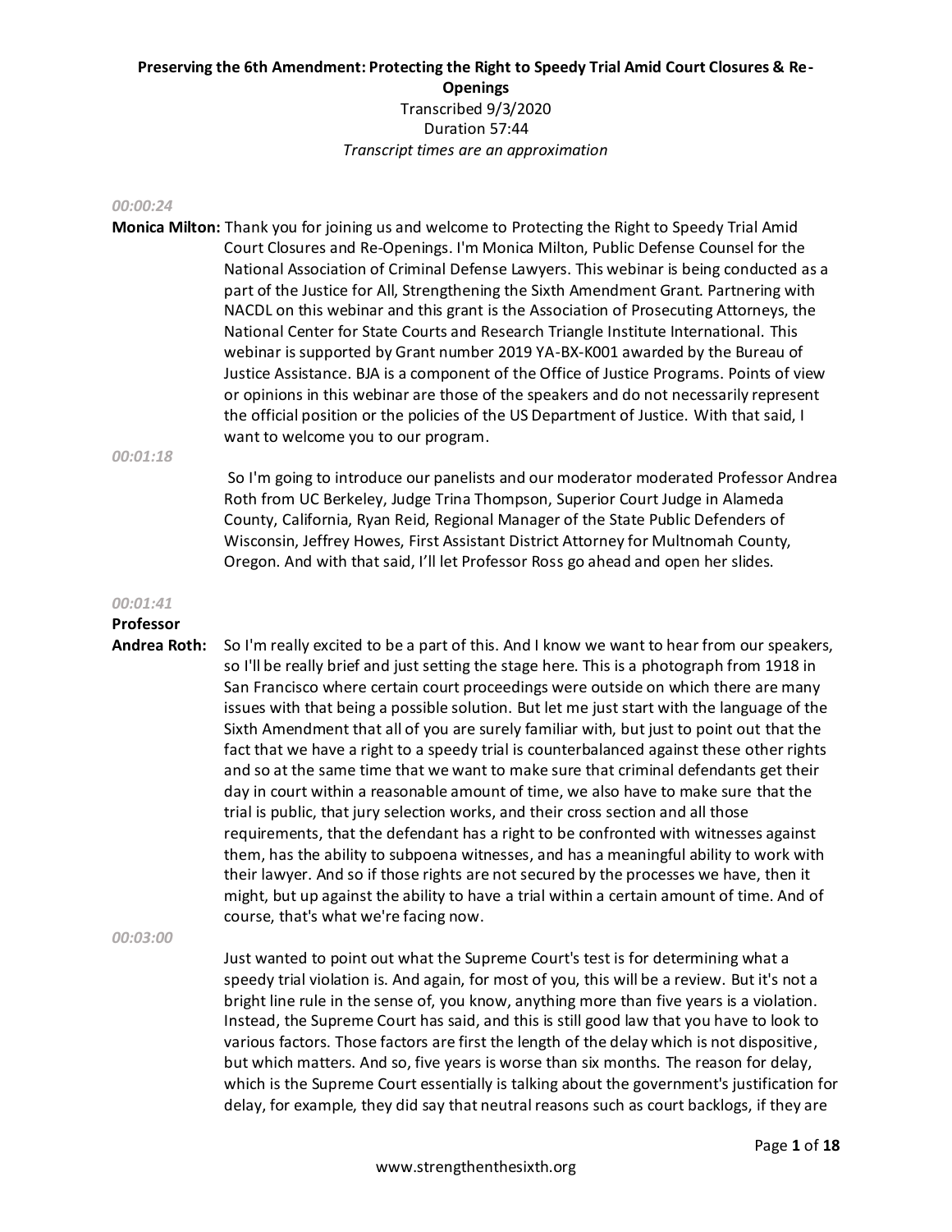**Preserving the 6th Amendment: Protecting the Right to Speedy Trial Amid Court Closures & Re-Openings**

Transcribed 9/3/2020

Duration 57:44

*Transcript times are an approximation*

*00:00:24*

**Monica Milton:** Thank you for joining us and welcome to Protecting the Right to Speedy Trial Amid Court Closures and Re-Openings. I'm Monica Milton, Public Defense Counsel for the National Association of Criminal Defense Lawyers. This webinar is being conducted as a part of the Justice for All, Strengthening the Sixth Amendment Grant. Partnering with NACDL on this webinar and this grant is the Association of Prosecuting Attorneys, the National Center for State Courts and Research Triangle Institute International. This webinar is supported by Grant number 2019 YA-BX-K001 awarded by the Bureau of Justice Assistance. BJA is a component of the Office of Justice Programs. Points of view or opinions in this webinar are those of the speakers and do not necessarily represent the official position or the policies of the US Department of Justice. With that said, I want to welcome you to our program.

*00:01:18*

So I'm going to introduce our panelists and our moderator moderated Professor Andrea Roth from UC Berkeley, Judge Trina Thompson, Superior Court Judge in Alameda County, California, Ryan Reid, Regional Manager of the State Public Defenders of Wisconsin, Jeffrey Howes, First Assistant District Attorney for Multnomah County, Oregon. And with that said, I'll let Professor Ross go ahead and open her slides.

*00:01:41*

**Professor Andrea Roth:** So I'm really excited to be a part of this. And I know we want to hear from our speakers, so I'll be really brief and just setting the stage here. This is a photograph from 1918 in San Francisco where certain court proceedings were outside on which there are many issues with that being a possible solution. But let me just start with the language of the Sixth Amendment that all of you are surely familiar with, but just to point out that the fact that we have a right to a speedy trial is counterbalanced against these other rights and so at the same time that we want to make sure that criminal defendants get their day in court within a reasonable amount of time, we also have to make sure that the trial is public, that jury selection works, and their cross section and all those requirements, that the defendant has a right to be confronted with witnesses against them, has the ability to subpoena witnesses, and has a meaningful ability to work with their lawyer. And so if those rights are not secured by the processes we have, then it might, but up against the ability to have a trial within a certain amount of time. And of course, that's what we're facing now.

*00:03:00*

Just wanted to point out what the Supreme Court's test is for determining what a speedy trial violation is. And again, for most of you, this will be a review. But it's not a bright line rule in the sense of, you know, anything more than five years is a violation. Instead, the Supreme Court has said, and this is still good law that you have to look to various factors. Those factors are first the length of the delay which is not dispositive, but which matters. And so, five years is worse than six months. The reason for delay, which is the Supreme Court essentially is talking about the government's justification for delay, for example, they did say that neutral reasons such as court backlogs, if they are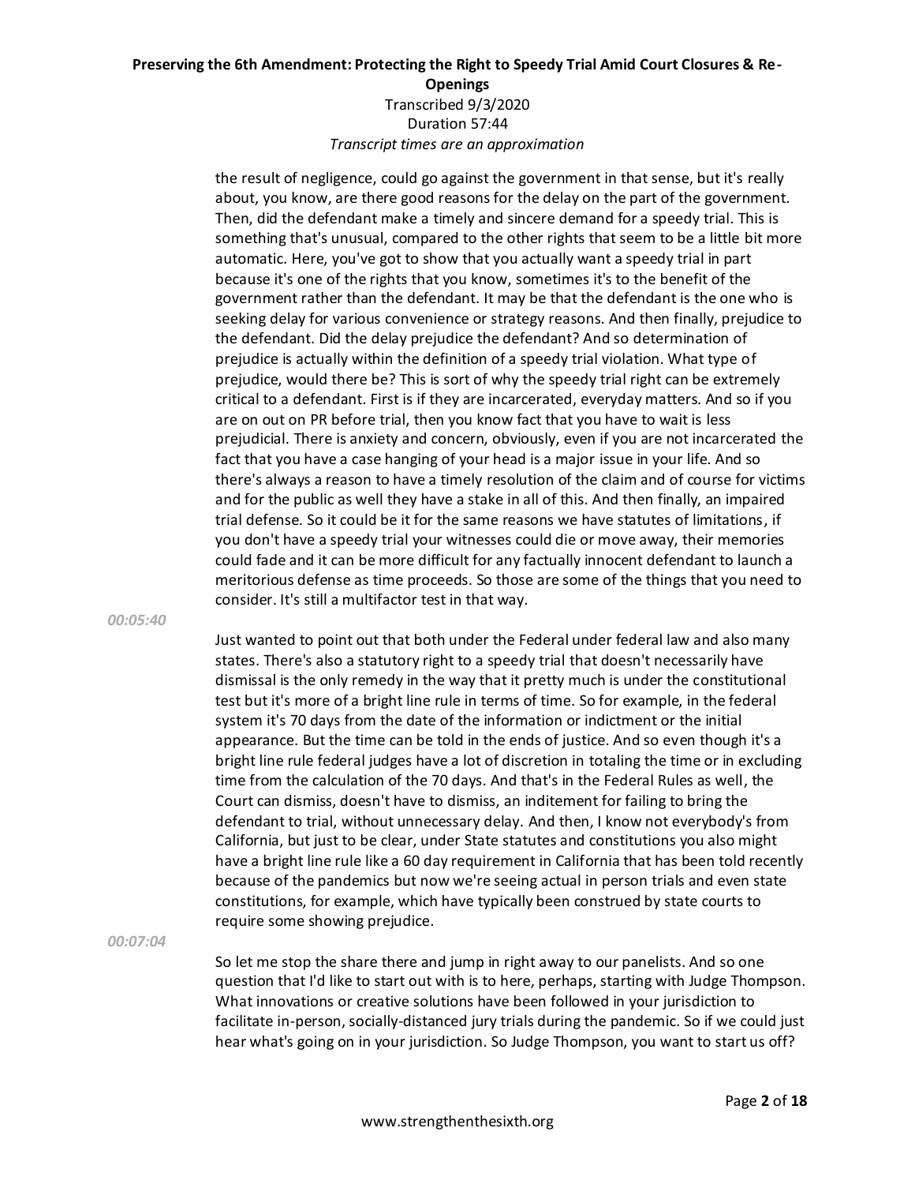the result of negligence, could go against the government in that sense, but it's really about, you know, are there good reasons for the delay on the part of the government. Then, did the defendant make a timely and sincere demand for a speedy trial. This is something that's unusual, compared to the other rights that seem to be a little bit more automatic. Here, you've got to show that you actually want a speedy trial in part because it's one of the rights that you know, sometimes it's to the benefit of the government rather than the defendant. It may be that the defendant is the one who is seeking delay for various convenience or strategy reasons. And then finally, prejudice to the defendant. Did the delay prejudice the defendant? And so determination of prejudice is actually within the definition of a speedy trial violation. What type of prejudice, would there be? This is sort of why the speedy trial right can be extremely critical to a defendant. First is if they are incarcerated, everyday matters. And so if you are on out on PR before trial, then you know fact that you have to wait is less prejudicial. There is anxiety and concern, obviously, even if you are not incarcerated the fact that you have a case hanging of your head is a major issue in your life. And so there's always a reason to have a timely resolution of the claim and of course for victims and for the public as well they have a stake in all of this. And then finally, an impaired trial defense. So it could be it for the same reasons we have statutes of limitations, if you don't have a speedy trial your witnesses could die or move away, their memories could fade and it can be more difficult for any factually innocent defendant to launch a meritorious defense as time proceeds. So those are some of the things that you need to consider. It's still a multifactor test in that way.

*00:05:40*

Just wanted to point out that both under the Federal under federal law and also many states. There's also a statutory right to a speedy trial that doesn't necessarily have dismissal is the only remedy in the way that it pretty much is under the constitutional test but it's more of a bright line rule in terms of time. So for example, in the federal system it's 70 days from the date of the information or indictment or the initial appearance. But the time can be told in the ends of justice. And so even though it's a bright line rule federal judges have a lot of discretion in totaling the time or in excluding time from the calculation of the 70 days. And that's in the Federal Rules as well, the Court can dismiss, doesn't have to dismiss, an inditement for failing to bring the defendant to trial, without unnecessary delay. And then, I know not everybody's from California, but just to be clear, under State statutes and constitutions you also might have a bright line rule like a 60 day requirement in California that has been told recently because of the pandemics but now we're seeing actual in person trials and even state constitutions, for example, which have typically been construed by state courts to require some showing prejudice.

*00:07:04*

So let me stop the share there and jump in right away to our panelists. And so one question that I'd like to start out with is to here, perhaps, starting with Judge Thompson. What innovations or creative solutions have been followed in your jurisdiction to facilitate in-person, socially-distanced jury trials during the pandemic. So if we could just hear what's going on in your jurisdiction. So Judge Thompson, you want to start us off?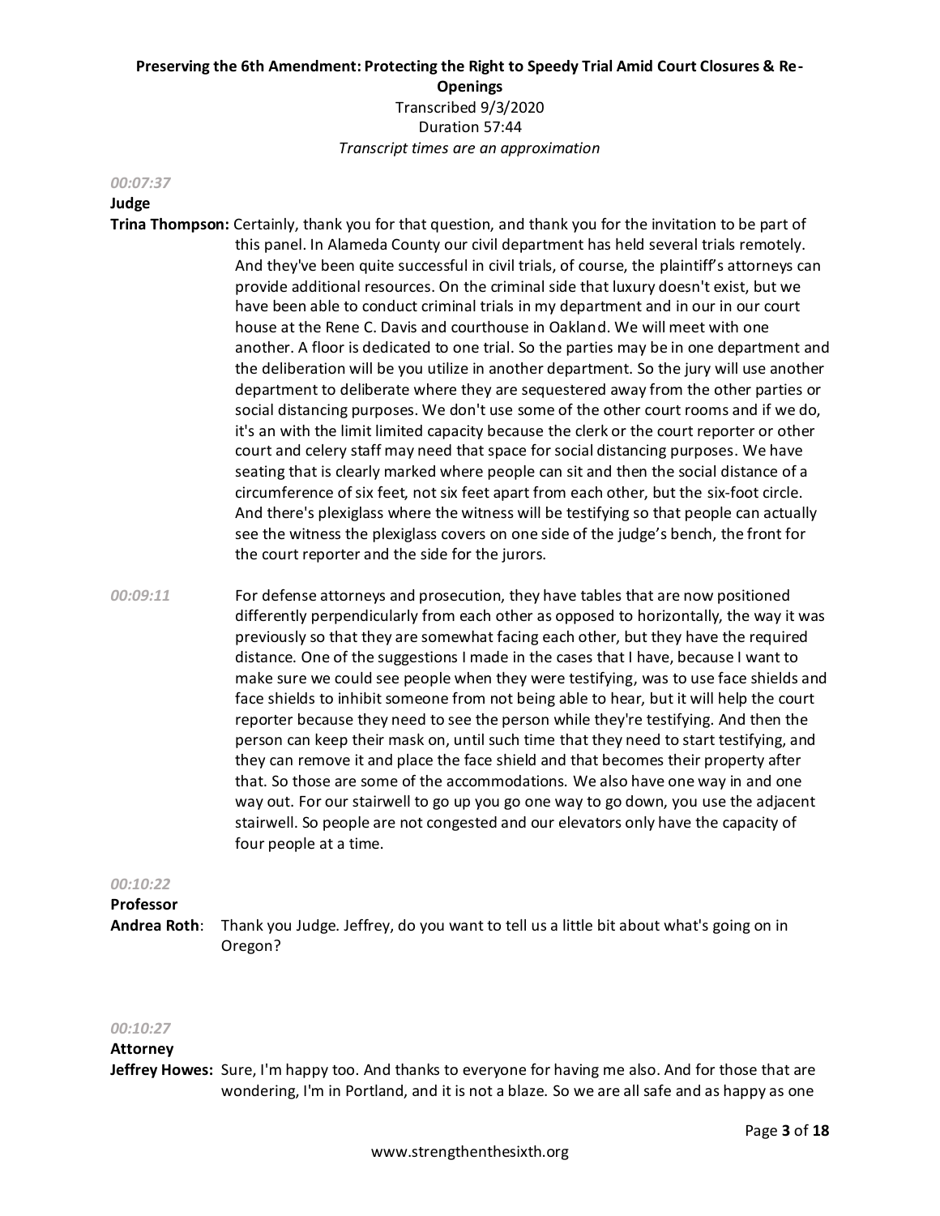*00:07:37*

**Judge**

**Trina Thompson:** Certainly, thank you for that question, and thank you for the invitation to be part of this panel. In Alameda County our civil department has held several trials remotely. And they've been quite successful in civil trials, of course, the plaintiff's attorneys can provide additional resources. On the criminal side that luxury doesn't exist, but we have been able to conduct criminal trials in my department and in our in our court house at the Rene C. Davis and courthouse in Oakland. We will meet with one another. A floor is dedicated to one trial. So the parties may be in one department and the deliberation will be you utilize in another department. So the jury will use another department to deliberate where they are sequestered away from the other parties or social distancing purposes. We don't use some of the other court rooms and if we do, it's an with the limit limited capacity because the clerk or the court reporter or other court and celery staff may need that space for social distancing purposes. We have seating that is clearly marked where people can sit and then the social distance of a circumference of six feet, not six feet apart from each other, but the six-foot circle. And there's plexiglass where the witness will be testifying so that people can actually see the witness the plexiglass covers on one side of the judge's bench, the front for the court reporter and the side for the jurors.

*00:09:11*

For defense attorneys and prosecution, they have tables that are now positioned differently perpendicularly from each other as opposed to horizontally, the way it was previously so that they are somewhat facing each other, but they have the required distance. One of the suggestions I made in the cases that I have, because I want to make sure we could see people when they were testifying, was to use face shields and face shields to inhibit someone from not being able to hear, but it will help the court reporter because they need to see the person while they're testifying. And then the person can keep their mask on, until such time that they need to start testifying, and they can remove it and place the face shield and that becomes their property after that. So those are some of the accommodations. We also have one way in and one way out. For our stairwell to go up you go one way to go down, you use the adjacent stairwell. So people are not congested and our elevators only have the capacity of four people at a time.

*00:10:22*

**Professor**

**Andrea Roth**: Thank you Judge. Jeffrey, do you want to tell us a little bit about what's going on in Oregon?

*00:10:27*

**Attorney**

**Jeffrey Howes:** Sure, I'm happy too. And thanks to everyone for having me also. And for those that are wondering, I'm in Portland, and it is not a blaze. So we are all safe and as happy as one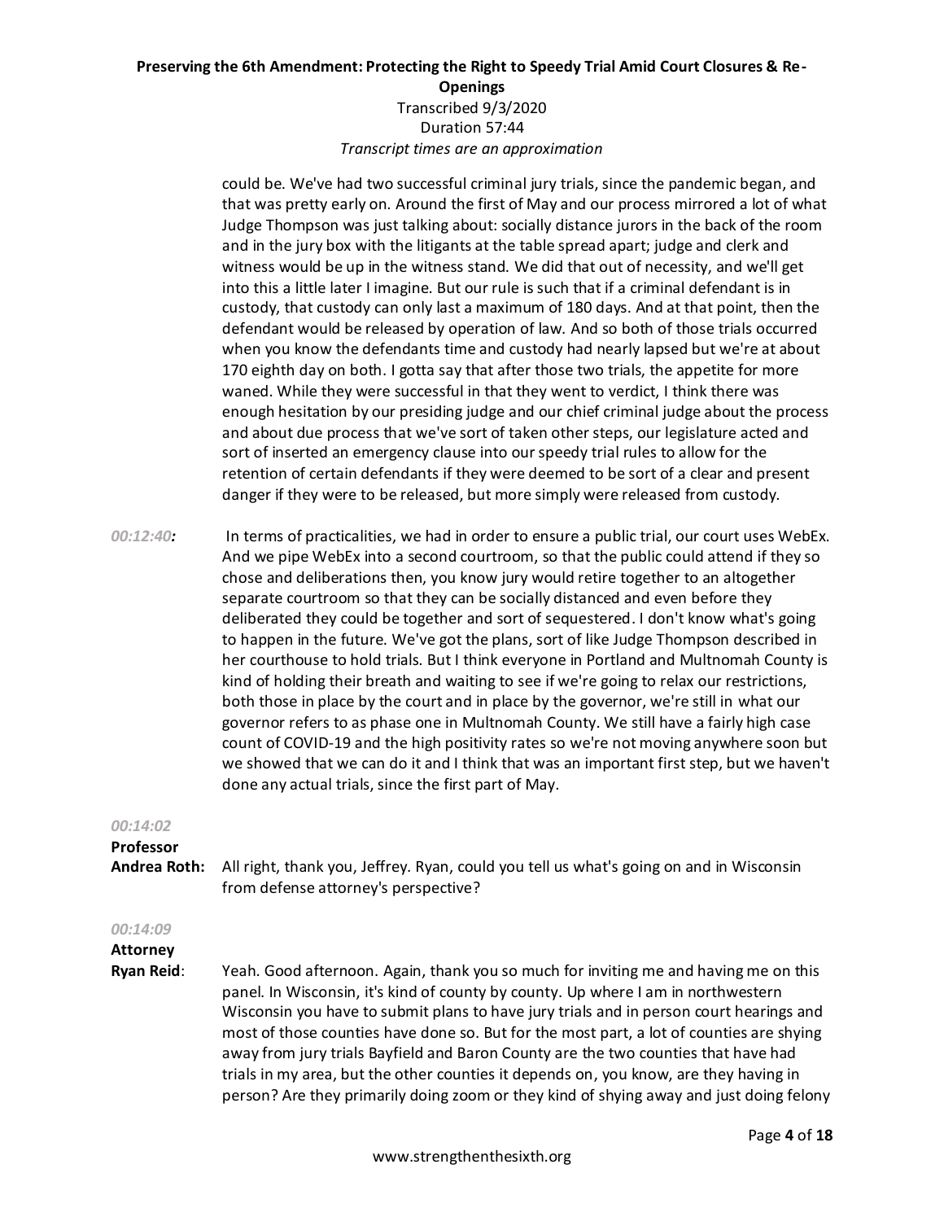could be. We've had two successful criminal jury trials, since the pandemic began, and that was pretty early on. Around the first of May and our process mirrored a lot of what Judge Thompson was just talking about: socially distance jurors in the back of the room and in the jury box with the litigants at the table spread apart; judge and clerk and witness would be up in the witness stand. We did that out of necessity, and we'll get into this a little later I imagine. But our rule is such that if a criminal defendant is in custody, that custody can only last a maximum of 180 days. And at that point, then the defendant would be released by operation of law. And so both of those trials occurred when you know the defendants time and custody had nearly lapsed but we're at about 170 eighth day on both. I gotta say that after those two trials, the appetite for more waned. While they were successful in that they went to verdict, I think there was enough hesitation by our presiding judge and our chief criminal judge about the process and about due process that we've sort of taken other steps, our legislature acted and sort of inserted an emergency clause into our speedy trial rules to allow for the retention of certain defendants if they were deemed to be sort of a clear and present danger if they were to be released, but more simply were released from custody.

*00:12:40***:** In terms of practicalities, we had in order to ensure a public trial, our court uses WebEx. And we pipe WebEx into a second courtroom, so that the public could attend if they so chose and deliberations then, you know jury would retire together to an altogether separate courtroom so that they can be socially distanced and even before they deliberated they could be together and sort of sequestered. I don't know what's going to happen in the future. We've got the plans, sort of like Judge Thompson described in her courthouse to hold trials. But I think everyone in Portland and Multnomah County is kind of holding their breath and waiting to see if we're going to relax our restrictions, both those in place by the court and in place by the governor, we're still in what our governor refers to as phase one in Multnomah County. We still have a fairly high case count of COVID-19 and the high positivity rates so we're not moving anywhere soon but we showed that we can do it and I think that was an important first step, but we haven't done any actual trials, since the first part of May.

*00:14:02*

**Professor Andrea Roth:** All right, thank you, Jeffrey. Ryan, could you tell us what's going on and in Wisconsin from defense attorney's perspective?

*00:14:09*

**Attorney Ryan Reid**: Yeah. Good afternoon. Again, thank you so much for inviting me and having me on this panel. In Wisconsin, it's kind of county by county. Up where I am in northwestern Wisconsin you have to submit plans to have jury trials and in person court hearings and most of those counties have done so. But for the most part, a lot of counties are shying away from jury trials Bayfield and Baron County are the two counties that have had trials in my area, but the other counties it depends on, you know, are they having in person? Are they primarily doing zoom or they kind of shying away and just doing felony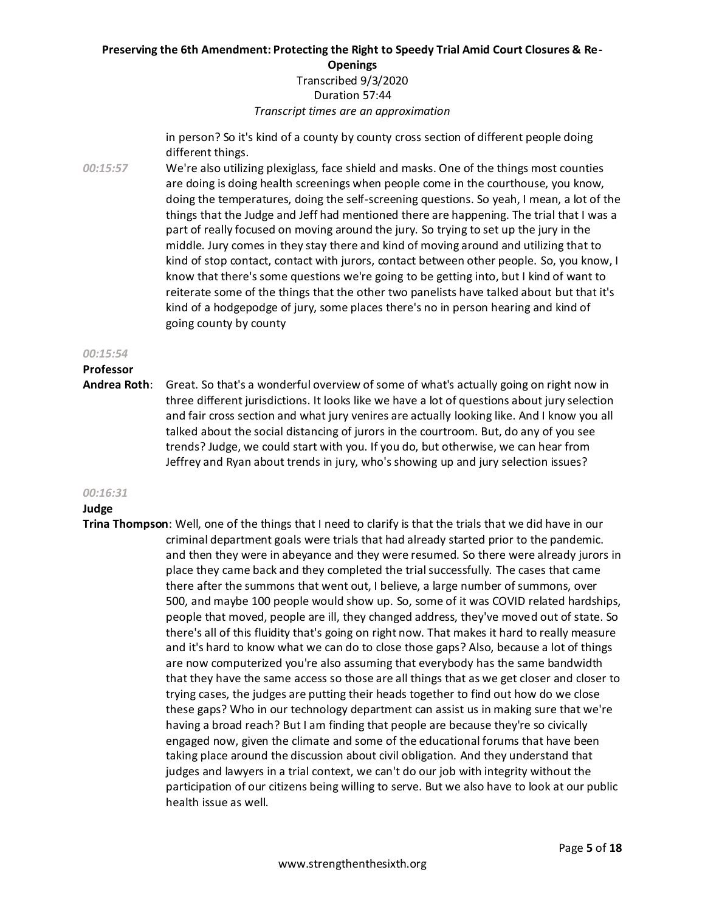in person? So it's kind of a county by county cross section of different people doing different things.

*00:15:57* We're also utilizing plexiglass, face shield and masks. One of the things most counties are doing is doing health screenings when people come in the courthouse, you know, doing the temperatures, doing the self-screening questions. So yeah, I mean, a lot of the things that the Judge and Jeff had mentioned there are happening. The trial that I was a part of really focused on moving around the jury. So trying to set up the jury in the middle. Jury comes in they stay there and kind of moving around and utilizing that to kind of stop contact, contact with jurors, contact between other people. So, you know, I know that there's some questions we're going to be getting into, but I kind of want to reiterate some of the things that the other two panelists have talked about but that it's kind of a hodgepodge of jury, some places there's no in person hearing and kind of going county by county

*00:15:54*

**Professor Andrea Roth**: Great. So that's a wonderful overview of some of what's actually going on right now in three different jurisdictions. It looks like we have a lot of questions about jury selection and fair cross section and what jury venires are actually looking like. And I know you all talked about the social distancing of jurors in the courtroom. But, do any of you see trends? Judge, we could start with you. If you do, but otherwise, we can hear from Jeffrey and Ryan about trends in jury, who's showing up and jury selection issues?

*00:16:31*

**Judge Trina Thompson**: Well, one of the things that I need to clarify is that the trials that we did have in our criminal department goals were trials that had already started prior to the pandemic. and then they were in abeyance and they were resumed. So there were already jurors in place they came back and they completed the trial successfully. The cases that came there after the summons that went out, I believe, a large number of summons, over 500, and maybe 100 people would show up. So, some of it was COVID related hardships, people that moved, people are ill, they changed address, they've moved out of state. So there's all of this fluidity that's going on right now. That makes it hard to really measure and it's hard to know what we can do to close those gaps? Also, because a lot of things are now computerized you're also assuming that everybody has the same bandwidth that they have the same access so those are all things that as we get closer and closer to trying cases, the judges are putting their heads together to find out how do we close these gaps? Who in our technology department can assist us in making sure that we're having a broad reach? But I am finding that people are because they're so civically engaged now, given the climate and some of the educational forums that have been taking place around the discussion about civil obligation. And they understand that judges and lawyers in a trial context, we can't do our job with integrity without the participation of our citizens being willing to serve. But we also have to look at our public health issue as well.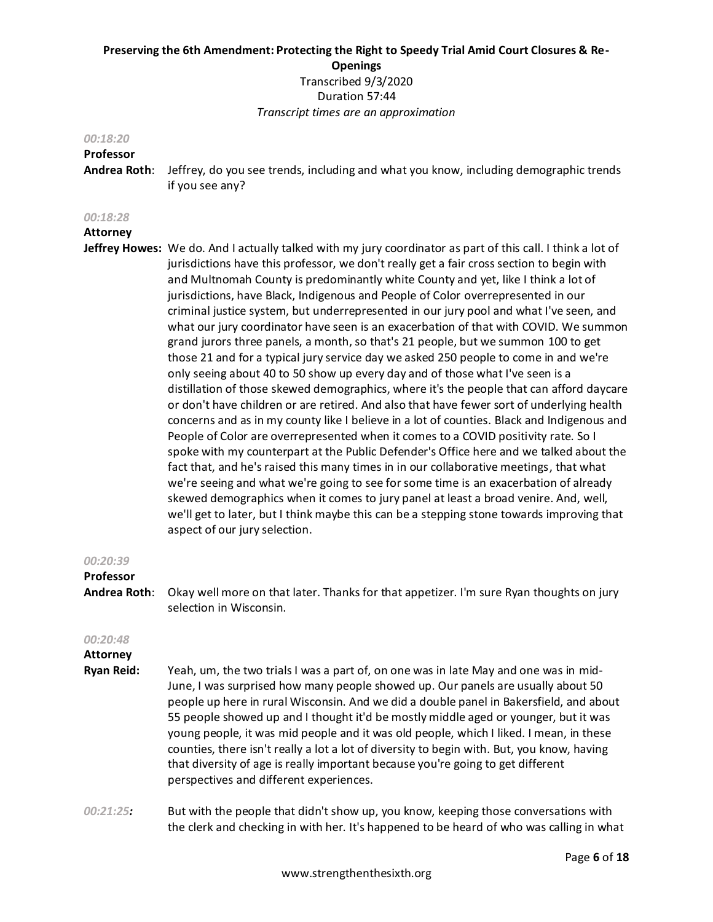*00:18:20*

**Professor Andrea Roth**: Jeffrey, do you see trends, including and what you know, including demographic trends if you see any?

*00:18:28*

**Attorney Jeffrey Howes:** We do. And I actually talked with my jury coordinator as part of this call. I think a lot of jurisdictions have this professor, we don't really get a fair cross section to begin with and Multnomah County is predominantly white County and yet, like I think a lot of jurisdictions, have Black, Indigenous and People of Color overrepresented in our criminal justice system, but underrepresented in our jury pool and what I've seen, and what our jury coordinator have seen is an exacerbation of that with COVID. We summon grand jurors three panels, a month, so that's 21 people, but we summon 100 to get those 21 and for a typical jury service day we asked 250 people to come in and we're only seeing about 40 to 50 show up every day and of those what I've seen is a distillation of those skewed demographics, where it's the people that can afford daycare or don't have children or are retired. And also that have fewer sort of underlying health concerns and as in my county like I believe in a lot of counties. Black and Indigenous and People of Color are overrepresented when it comes to a COVID positivity rate. So I spoke with my counterpart at the Public Defender's Office here and we talked about the fact that, and he's raised this many times in in our collaborative meetings, that what we're seeing and what we're going to see for some time is an exacerbation of already skewed demographics when it comes to jury panel at least a broad venire. And, well, we'll get to later, but I think maybe this can be a stepping stone towards improving that aspect of our jury selection.

*00:20:39*

**Professor Andrea Roth**: Okay well more on that later. Thanks for that appetizer. I'm sure Ryan thoughts on jury selection in Wisconsin.

*00:20:48*

**Attorney Ryan Reid:** Yeah, um, the two trials I was a part of, on one was in late May and one was in mid-June, I was surprised how many people showed up. Our panels are usually about 50 people up here in rural Wisconsin. And we did a double panel in Bakersfield, and about 55 people showed up and I thought it'd be mostly middle aged or younger, but it was young people, it was mid people and it was old people, which I liked. I mean, in these counties, there isn't really a lot a lot of diversity to begin with. But, you know, having that diversity of age is really important because you're going to get different perspectives and different experiences.

*00:21:25:* But with the people that didn't show up, you know, keeping those conversations with the clerk and checking in with her. It's happened to be heard of who was calling in what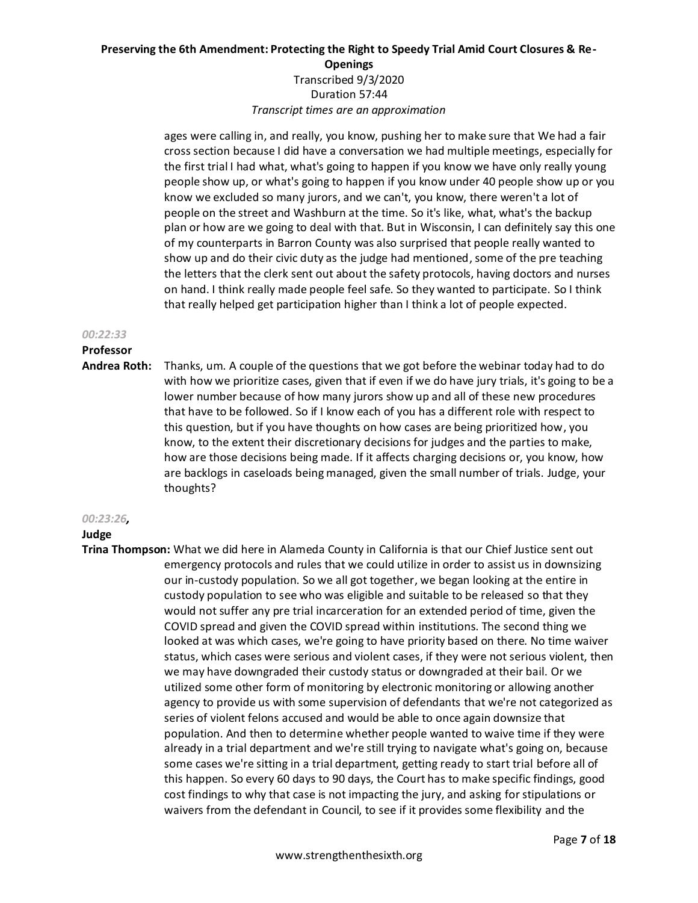ages were calling in, and really, you know, pushing her to make sure that We had a fair cross section because I did have a conversation we had multiple meetings, especially for the first trial I had what, what's going to happen if you know we have only really young people show up, or what's going to happen if you know under 40 people show up or you know we excluded so many jurors, and we can't, you know, there weren't a lot of people on the street and Washburn at the time. So it's like, what, what's the backup plan or how are we going to deal with that. But in Wisconsin, I can definitely say this one of my counterparts in Barron County was also surprised that people really wanted to show up and do their civic duty as the judge had mentioned, some of the pre teaching the letters that the clerk sent out about the safety protocols, having doctors and nurses on hand. I think really made people feel safe. So they wanted to participate. So I think that really helped get participation higher than I think a lot of people expected.

*00:22:33*

**Professor Andrea Roth:** Thanks, um. A couple of the questions that we got before the webinar today had to do with how we prioritize cases, given that if even if we do have jury trials, it's going to be a lower number because of how many jurors show up and all of these new procedures that have to be followed. So if I know each of you has a different role with respect to this question, but if you have thoughts on how cases are being prioritized how, you know, to the extent their discretionary decisions for judges and the parties to make, how are those decisions being made. If it affects charging decisions or, you know, how are backlogs in caseloads being managed, given the small number of trials. Judge, your thoughts?

*00:23:26,*

**Judge Trina Thompson:** What we did here in Alameda County in California is that our Chief Justice sent out emergency protocols and rules that we could utilize in order to assist us in downsizing our in-custody population. So we all got together, we began looking at the entire in custody population to see who was eligible and suitable to be released so that they would not suffer any pre trial incarceration for an extended period of time, given the COVID spread and given the COVID spread within institutions. The second thing we looked at was which cases, we're going to have priority based on there. No time waiver status, which cases were serious and violent cases, if they were not serious violent, then we may have downgraded their custody status or downgraded at their bail. Or we utilized some other form of monitoring by electronic monitoring or allowing another agency to provide us with some supervision of defendants that we're not categorized as series of violent felons accused and would be able to once again downsize that population. And then to determine whether people wanted to waive time if they were already in a trial department and we're still trying to navigate what's going on, because some cases we're sitting in a trial department, getting ready to start trial before all of this happen. So every 60 days to 90 days, the Court has to make specific findings, good cost findings to why that case is not impacting the jury, and asking for stipulations or waivers from the defendant in Council, to see if it provides some flexibility and the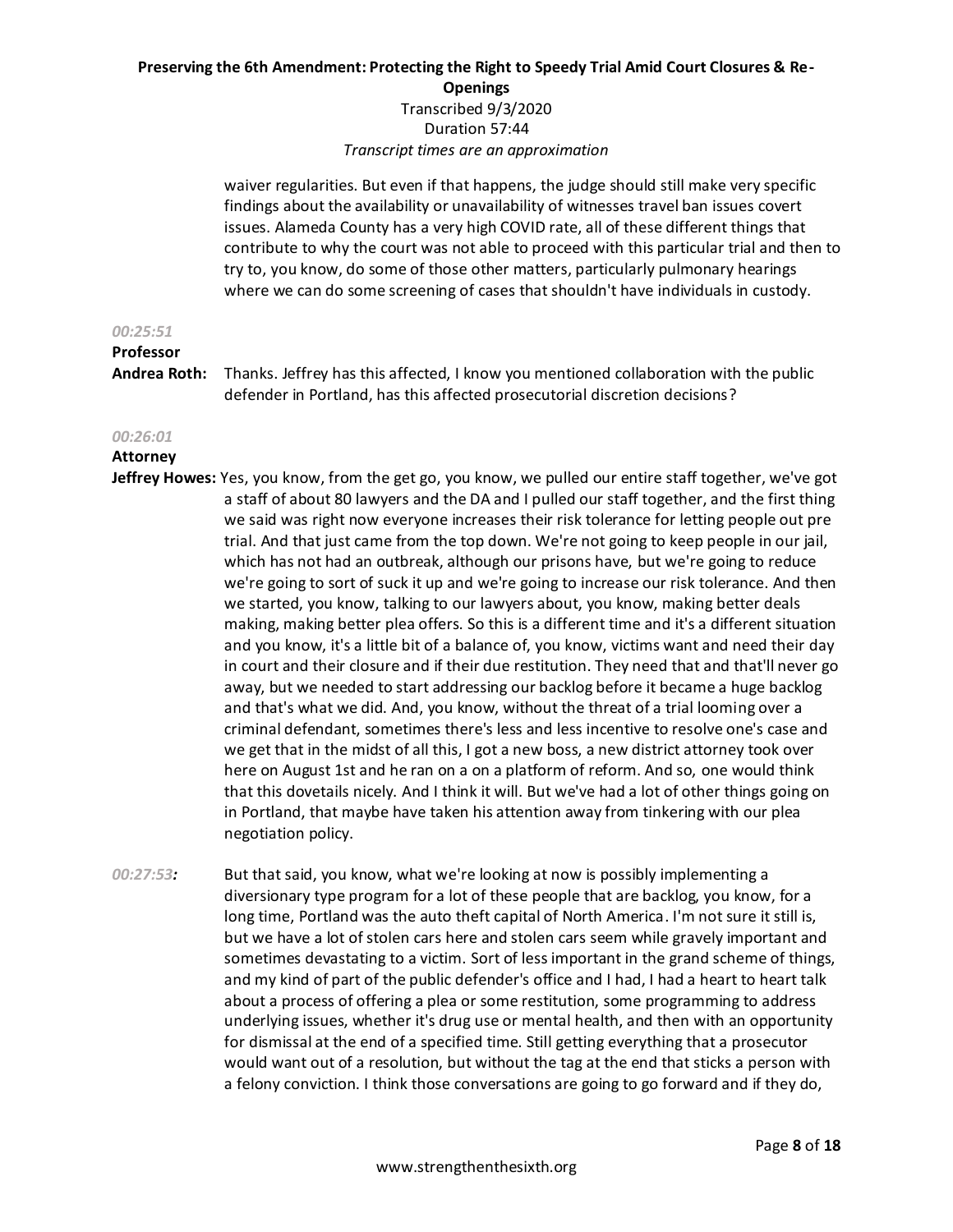waiver regularities. But even if that happens, the judge should still make very specific findings about the availability or unavailability of witnesses travel ban issues covert issues. Alameda County has a very high COVID rate, all of these different things that contribute to why the court was not able to proceed with this particular trial and then to try to, you know, do some of those other matters, particularly pulmonary hearings where we can do some screening of cases that shouldn't have individuals in custody.

*00:25:51*

**Professor Andrea Roth:** Thanks. Jeffrey has this affected, I know you mentioned collaboration with the public defender in Portland, has this affected prosecutorial discretion decisions?

*00:26:01*

**Attorney Jeffrey Howes:** Yes, you know, from the get go, you know, we pulled our entire staff together, we've got a staff of about 80 lawyers and the DA and I pulled our staff together, and the first thing we said was right now everyone increases their risk tolerance for letting people out pre trial. And that just came from the top down. We're not going to keep people in our jail, which has not had an outbreak, although our prisons have, but we're going to reduce we're going to sort of suck it up and we're going to increase our risk tolerance. And then we started, you know, talking to our lawyers about, you know, making better deals making, making better plea offers. So this is a different time and it's a different situation and you know, it's a little bit of a balance of, you know, victims want and need their day in court and their closure and if their due restitution. They need that and that'll never go away, but we needed to start addressing our backlog before it became a huge backlog and that's what we did. And, you know, without the threat of a trial looming over a criminal defendant, sometimes there's less and less incentive to resolve one's case and we get that in the midst of all this, I got a new boss, a new district attorney took over here on August 1st and he ran on a on a platform of reform. And so, one would think that this dovetails nicely. And I think it will. But we've had a lot of other things going on in Portland, that maybe have taken his attention away from tinkering with our plea negotiation policy.

*00:27:53:* But that said, you know, what we're looking at now is possibly implementing a diversionary type program for a lot of these people that are backlog, you know, for a long time, Portland was the auto theft capital of North America. I'm not sure it still is, but we have a lot of stolen cars here and stolen cars seem while gravely important and sometimes devastating to a victim. Sort of less important in the grand scheme of things, and my kind of part of the public defender's office and I had, I had a heart to heart talk about a process of offering a plea or some restitution, some programming to address underlying issues, whether it's drug use or mental health, and then with an opportunity for dismissal at the end of a specified time. Still getting everything that a prosecutor would want out of a resolution, but without the tag at the end that sticks a person with a felony conviction. I think those conversations are going to go forward and if they do,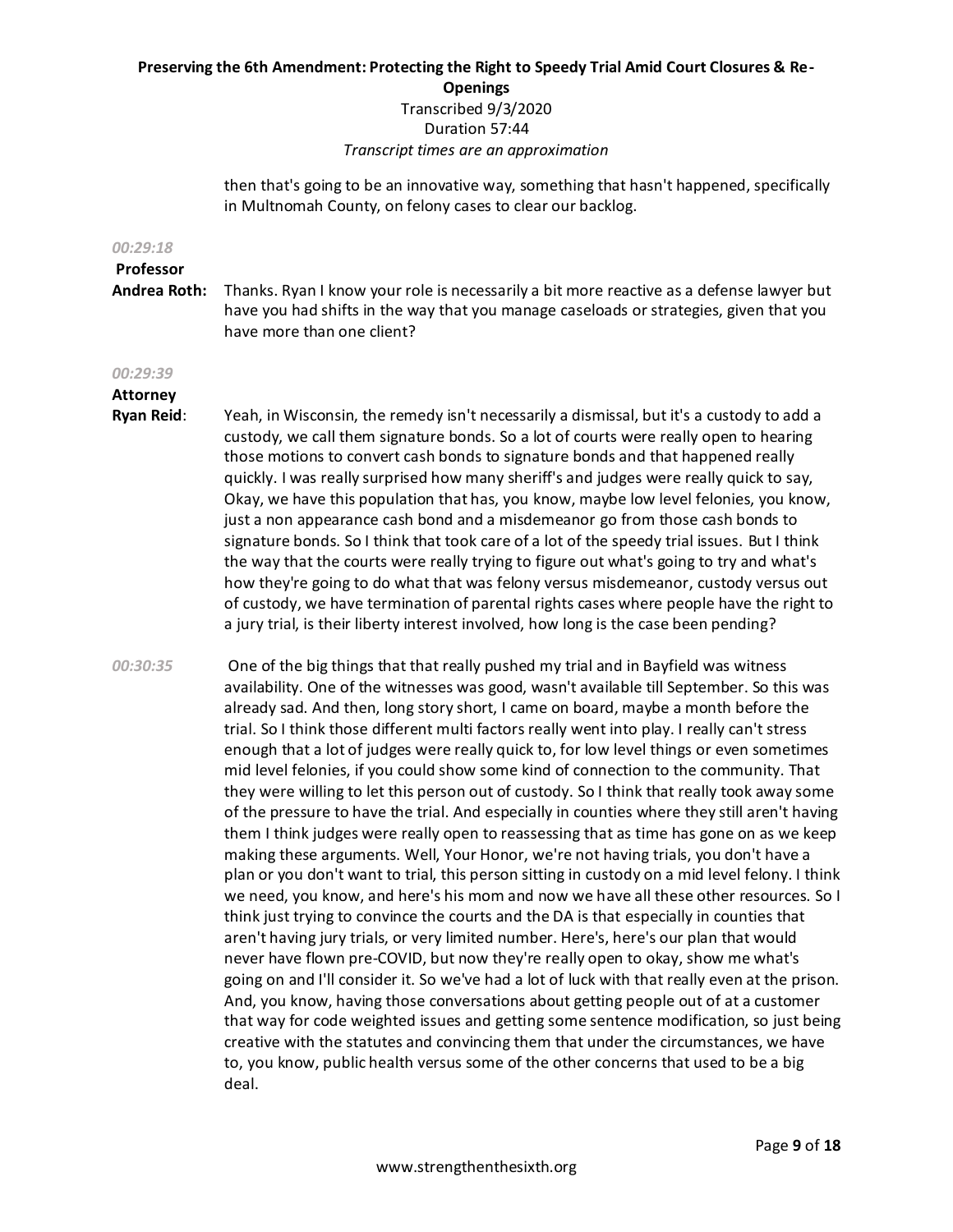then that's going to be an innovative way, something that hasn't happened, specifically in Multnomah County, on felony cases to clear our backlog.

*00:29:18*

**Professor Andrea Roth:** Thanks. Ryan I know your role is necessarily a bit more reactive as a defense lawyer but have you had shifts in the way that you manage caseloads or strategies, given that you have more than one client?

*00:29:39*

**Attorney Ryan Reid**: Yeah, in Wisconsin, the remedy isn't necessarily a dismissal, but it's a custody to add a custody, we call them signature bonds. So a lot of courts were really open to hearing those motions to convert cash bonds to signature bonds and that happened really quickly. I was really surprised how many sheriff's and judges were really quick to say, Okay, we have this population that has, you know, maybe low level felonies, you know, just a non appearance cash bond and a misdemeanor go from those cash bonds to signature bonds. So I think that took care of a lot of the speedy trial issues. But I think the way that the courts were really trying to figure out what's going to try and what's how they're going to do what that was felony versus misdemeanor, custody versus out of custody, we have termination of parental rights cases where people have the right to a jury trial, is their liberty interest involved, how long is the case been pending?

*00:30:35* One of the big things that that really pushed my trial and in Bayfield was witness availability. One of the witnesses was good, wasn't available till September. So this was already sad. And then, long story short, I came on board, maybe a month before the trial. So I think those different multi factors really went into play. I really can't stress enough that a lot of judges were really quick to, for low level things or even sometimes mid level felonies, if you could show some kind of connection to the community. That they were willing to let this person out of custody. So I think that really took away some of the pressure to have the trial. And especially in counties where they still aren't having them I think judges were really open to reassessing that as time has gone on as we keep making these arguments. Well, Your Honor, we're not having trials, you don't have a plan or you don't want to trial, this person sitting in custody on a mid level felony. I think we need, you know, and here's his mom and now we have all these other resources. So I think just trying to convince the courts and the DA is that especially in counties that aren't having jury trials, or very limited number. Here's, here's our plan that would never have flown pre-COVID, but now they're really open to okay, show me what's going on and I'll consider it. So we've had a lot of luck with that really even at the prison. And, you know, having those conversations about getting people out of at a customer that way for code weighted issues and getting some sentence modification, so just being creative with the statutes and convincing them that under the circumstances, we have to, you know, public health versus some of the other concerns that used to be a big deal.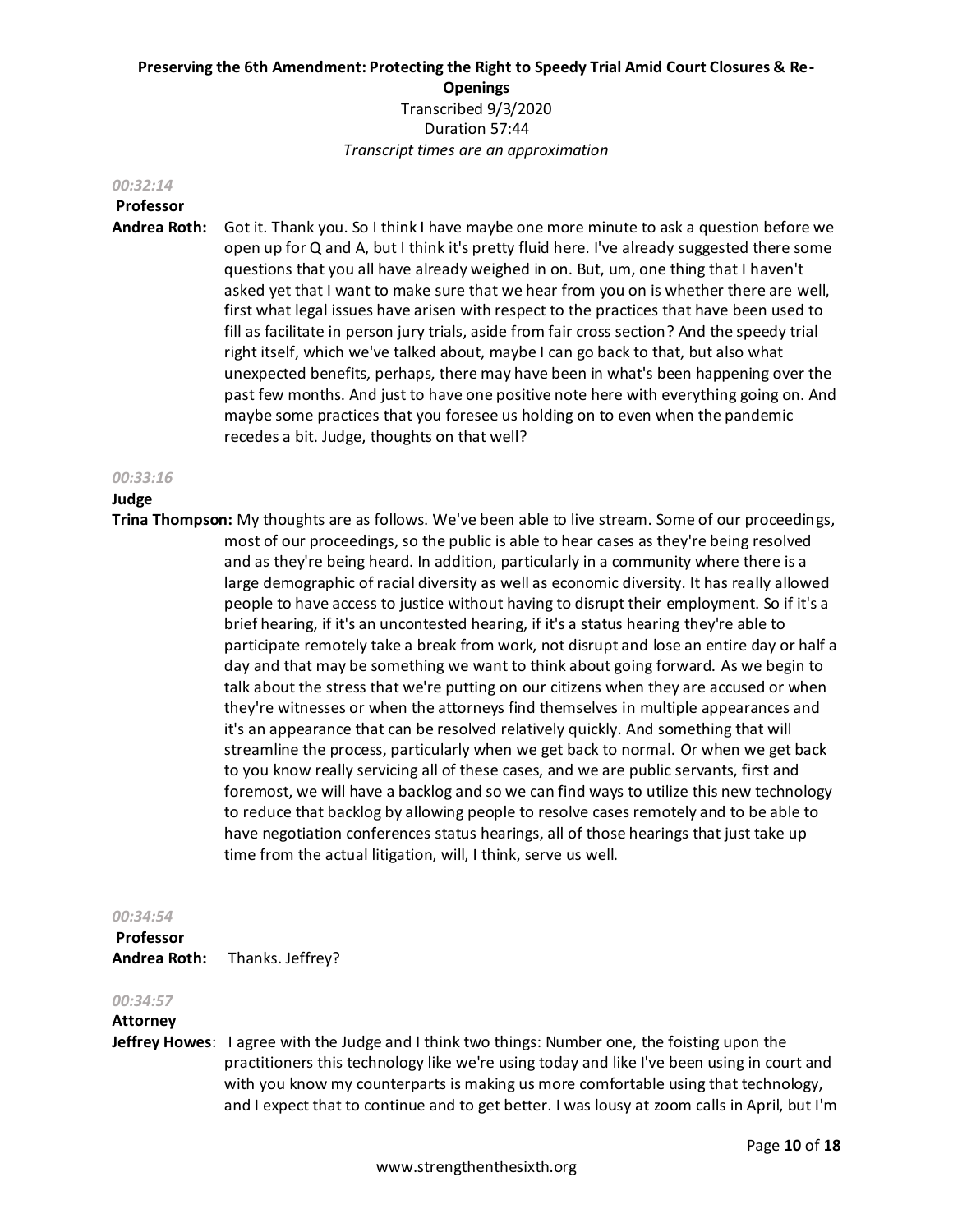*00:32:14*

**Professor Andrea Roth:** Got it. Thank you. So I think I have maybe one more minute to ask a question before we open up for Q and A, but I think it's pretty fluid here. I've already suggested there some questions that you all have already weighed in on. But, um, one thing that I haven't asked yet that I want to make sure that we hear from you on is whether there are well, first what legal issues have arisen with respect to the practices that have been used to fill as facilitate in person jury trials, aside from fair cross section? And the speedy trial right itself, which we've talked about, maybe I can go back to that, but also what unexpected benefits, perhaps, there may have been in what's been happening over the past few months. And just to have one positive note here with everything going on. And maybe some practices that you foresee us holding on to even when the pandemic recedes a bit. Judge, thoughts on that well?

*00:33:16*

**Judge Trina Thompson:** My thoughts are as follows. We've been able to live stream. Some of our proceedings, most of our proceedings, so the public is able to hear cases as they're being resolved and as they're being heard. In addition, particularly in a community where there is a large demographic of racial diversity as well as economic diversity. It has really allowed people to have access to justice without having to disrupt their employment. So if it's a brief hearing, if it's an uncontested hearing, if it's a status hearing they're able to participate remotely take a break from work, not disrupt and lose an entire day or half a day and that may be something we want to think about going forward. As we begin to talk about the stress that we're putting on our citizens when they are accused or when they're witnesses or when the attorneys find themselves in multiple appearances and it's an appearance that can be resolved relatively quickly. And something that will streamline the process, particularly when we get back to normal. Or when we get back to you know really servicing all of these cases, and we are public servants, first and foremost, we will have a backlog and so we can find ways to utilize this new technology to reduce that backlog by allowing people to resolve cases remotely and to be able to have negotiation conferences status hearings, all of those hearings that just take up time from the actual litigation, will, I think, serve us well.

*00:34:54*

**Professor Andrea Roth:** Thanks. Jeffrey?

*00:34:57*

**Attorney Jeffrey Howes**: I agree with the Judge and I think two things: Number one, the foisting upon the practitioners this technology like we're using today and like I've been using in court and with you know my counterparts is making us more comfortable using that technology, and I expect that to continue and to get better. I was lousy at zoom calls in April, but I'm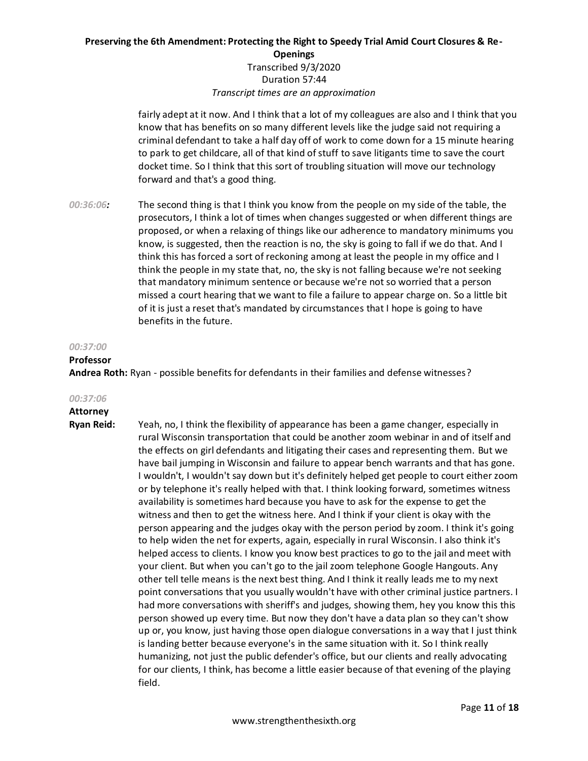fairly adept at it now. And I think that a lot of my colleagues are also and I think that you know that has benefits on so many different levels like the judge said not requiring a criminal defendant to take a half day off of work to come down for a 15 minute hearing to park to get childcare, all of that kind of stuff to save litigants time to save the court docket time. So I think that this sort of troubling situation will move our technology forward and that's a good thing.

*00:36:06:* The second thing is that I think you know from the people on my side of the table, the prosecutors, I think a lot of times when changes suggested or when different things are proposed, or when a relaxing of things like our adherence to mandatory minimums you know, is suggested, then the reaction is no, the sky is going to fall if we do that. And I think this has forced a sort of reckoning among at least the people in my office and I think the people in my state that, no, the sky is not falling because we're not seeking that mandatory minimum sentence or because we're not so worried that a person missed a court hearing that we want to file a failure to appear charge on. So a little bit of it is just a reset that's mandated by circumstances that I hope is going to have benefits in the future.

*00:37:00*

**Professor Andrea Roth:** Ryan - possible benefits for defendants in their families and defense witnesses?

*00:37:06*

**Attorney Ryan Reid:** Yeah, no, I think the flexibility of appearance has been a game changer, especially in rural Wisconsin transportation that could be another zoom webinar in and of itself and the effects on girl defendants and litigating their cases and representing them. But we have bail jumping in Wisconsin and failure to appear bench warrants and that has gone. I wouldn't, I wouldn't say down but it's definitely helped get people to court either zoom or by telephone it's really helped with that. I think looking forward, sometimes witness availability is sometimes hard because you have to ask for the expense to get the witness and then to get the witness here. And I think if your client is okay with the person appearing and the judges okay with the person period by zoom. I think it's going to help widen the net for experts, again, especially in rural Wisconsin. I also think it's helped access to clients. I know you know best practices to go to the jail and meet with your client. But when you can't go to the jail zoom telephone Google Hangouts. Any other tell telle means is the next best thing. And I think it really leads me to my next point conversations that you usually wouldn't have with other criminal justice partners. I had more conversations with sheriff's and judges, showing them, hey you know this this person showed up every time. But now they don't have a data plan so they can't show up or, you know, just having those open dialogue conversations in a way that I just think is landing better because everyone's in the same situation with it. So I think really humanizing, not just the public defender's office, but our clients and really advocating for our clients, I think, has become a little easier because of that evening of the playing field.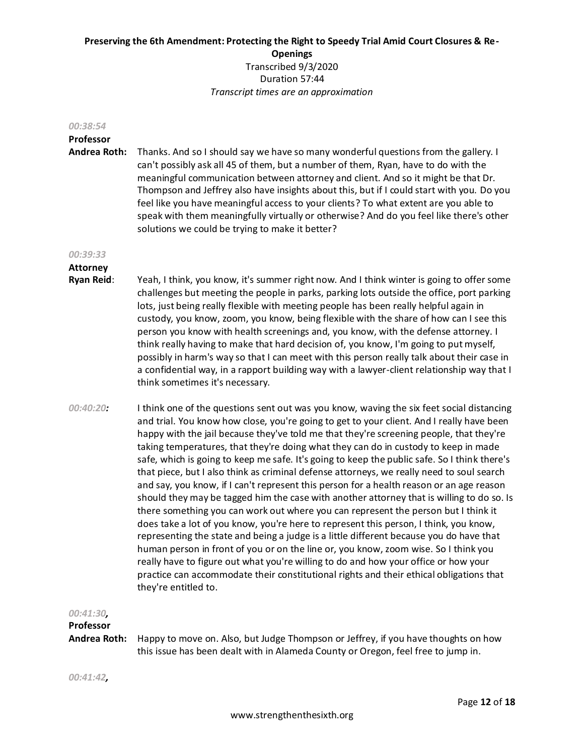*00:38:54*

**Professor Andrea Roth:** Thanks. And so I should say we have so many wonderful questions from the gallery. I can't possibly ask all 45 of them, but a number of them, Ryan, have to do with the meaningful communication between attorney and client. And so it might be that Dr. Thompson and Jeffrey also have insights about this, but if I could start with you. Do you feel like you have meaningful access to your clients? To what extent are you able to speak with them meaningfully virtually or otherwise? And do you feel like there's other solutions we could be trying to make it better?

*00:39:33*

**Attorney Ryan Reid**: Yeah, I think, you know, it's summer right now. And I think winter is going to offer some challenges but meeting the people in parks, parking lots outside the office, port parking lots, just being really flexible with meeting people has been really helpful again in custody, you know, zoom, you know, being flexible with the share of how can I see this person you know with health screenings and, you know, with the defense attorney. I think really having to make that hard decision of, you know, I'm going to put myself, possibly in harm's way so that I can meet with this person really talk about their case in a confidential way, in a rapport building way with a lawyer-client relationship way that I think sometimes it's necessary.

*00:40:20:* I think one of the questions sent out was you know, waving the six feet social distancing and trial. You know how close, you're going to get to your client. And I really have been happy with the jail because they've told me that they're screening people, that they're taking temperatures, that they're doing what they can do in custody to keep in made safe, which is going to keep me safe. It's going to keep the public safe. So I think there's that piece, but I also think as criminal defense attorneys, we really need to soul search and say, you know, if I can't represent this person for a health reason or an age reason should they may be tagged him the case with another attorney that is willing to do so. Is there something you can work out where you can represent the person but I think it does take a lot of you know, you're here to represent this person, I think, you know, representing the state and being a judge is a little different because you do have that human person in front of you or on the line or, you know, zoom wise. So I think you really have to figure out what you're willing to do and how your office or how your practice can accommodate their constitutional rights and their ethical obligations that they're entitled to.

*00:41:30,*

**Professor Andrea Roth:** Happy to move on. Also, but Judge Thompson or Jeffrey, if you have thoughts on how this issue has been dealt with in Alameda County or Oregon, feel free to jump in.

*00:41:42,*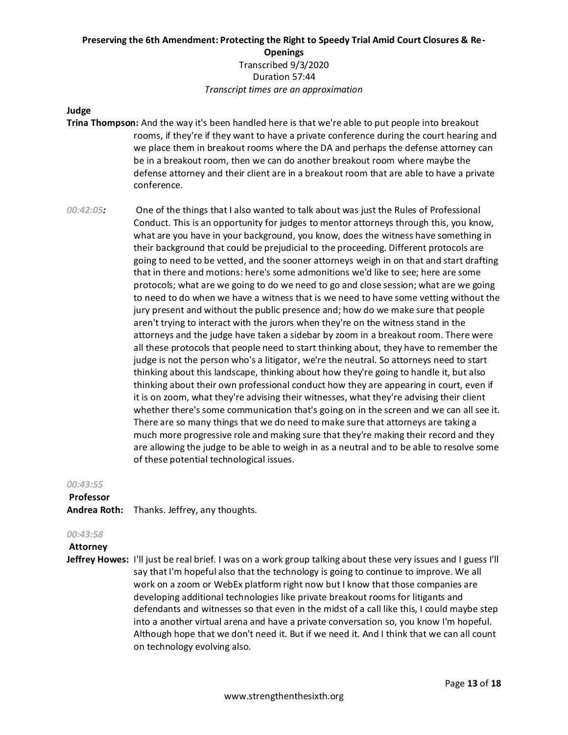**Judge**

**Trina Thompson:** And the way it's been handled here is that we're able to put people into breakout rooms, if they're if they want to have a private conference during the court hearing and we place them in breakout rooms where the DA and perhaps the defense attorney can be in a breakout room, then we can do another breakout room where maybe the defense attorney and their client are in a breakout room that are able to have a private conference.

*00:42:05:* One of the things that I also wanted to talk about was just the Rules of Professional Conduct. This is an opportunity for judges to mentor attorneys through this, you know, what are you have in your background, you know, does the witness have something in their background that could be prejudicial to the proceeding. Different protocols are going to need to be vetted, and the sooner attorneys weigh in on that and start drafting that in there and motions: here's some admonitions we'd like to see; here are some protocols; what are we going to do we need to go and close session; what are we going to need to do when we have a witness that is we need to have some vetting without the jury present and without the public presence and; how do we make sure that people aren't trying to interact with the jurors when they're on the witness stand in the attorneys and the judge have taken a sidebar by zoom in a breakout room. There were all these protocols that people need to start thinking about, they have to remember the judge is not the person who's a litigator, we're the neutral. So attorneys need to start thinking about this landscape, thinking about how they're going to handle it, but also thinking about their own professional conduct how they are appearing in court, even if it is on zoom, what they're advising their witnesses, what they're advising their client whether there's some communication that's going on in the screen and we can all see it. There are so many things that we do need to make sure that attorneys are taking a much more progressive role and making sure that they're making their record and they are allowing the judge to be able to weigh in as a neutral and to be able to resolve some of these potential technological issues.

*00:43:55*

**Professor**

**Andrea Roth:** Thanks. Jeffrey, any thoughts.

*00:43:58*

**Attorney**

**Jeffrey Howes:** I'll just be real brief. I was on a work group talking about these very issues and I guess I'll say that I'm hopeful also that the technology is going to continue to improve. We all work on a zoom or WebEx platform right now but I know that those companies are developing additional technologies like private breakout rooms for litigants and defendants and witnesses so that even in the midst of a call like this, I could maybe step into a another virtual arena and have a private conversation so, you know I'm hopeful. Although hope that we don't need it. But if we need it. And I think that we can all count on technology evolving also.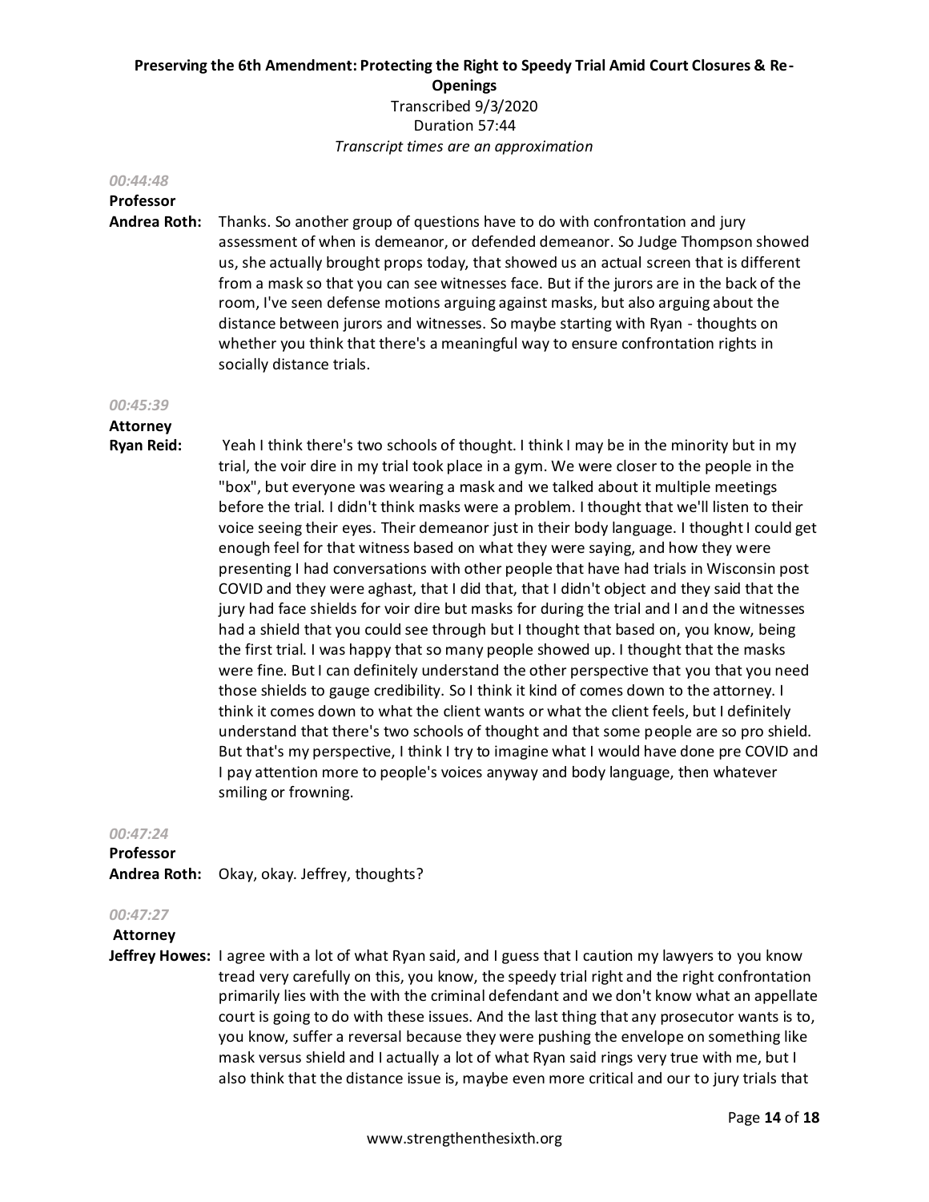*00:44:48*

**Professor Andrea Roth:** Thanks. So another group of questions have to do with confrontation and jury assessment of when is demeanor, or defended demeanor. So Judge Thompson showed us, she actually brought props today, that showed us an actual screen that is different from a mask so that you can see witnesses face. But if the jurors are in the back of the room, I've seen defense motions arguing against masks, but also arguing about the distance between jurors and witnesses. So maybe starting with Ryan - thoughts on whether you think that there's a meaningful way to ensure confrontation rights in socially distance trials.

*00:45:39*

**Attorney Ryan Reid:** Yeah I think there's two schools of thought. I think I may be in the minority but in my trial, the voir dire in my trial took place in a gym. We were closer to the people in the "box", but everyone was wearing a mask and we talked about it multiple meetings before the trial. I didn't think masks were a problem. I thought that we'll listen to their voice seeing their eyes. Their demeanor just in their body language. I thought I could get enough feel for that witness based on what they were saying, and how they were presenting I had conversations with other people that have had trials in Wisconsin post COVID and they were aghast, that I did that, that I didn't object and they said that the jury had face shields for voir dire but masks for during the trial and I and the witnesses had a shield that you could see through but I thought that based on, you know, being the first trial. I was happy that so many people showed up. I thought that the masks were fine. But I can definitely understand the other perspective that you that you need those shields to gauge credibility. So I think it kind of comes down to the attorney. I think it comes down to what the client wants or what the client feels, but I definitely understand that there's two schools of thought and that some people are so pro shield. But that's my perspective, I think I try to imagine what I would have done pre COVID and I pay attention more to people's voices anyway and body language, then whatever smiling or frowning.

*00:47:24*

**Professor Andrea Roth:** Okay, okay. Jeffrey, thoughts?

*00:47:27*

**Attorney Jeffrey Howes:** I agree with a lot of what Ryan said, and I guess that I caution my lawyers to you know tread very carefully on this, you know, the speedy trial right and the right confrontation primarily lies with the with the criminal defendant and we don't know what an appellate court is going to do with these issues. And the last thing that any prosecutor wants is to, you know, suffer a reversal because they were pushing the envelope on something like mask versus shield and I actually a lot of what Ryan said rings very true with me, but I also think that the distance issue is, maybe even more critical and our to jury trials that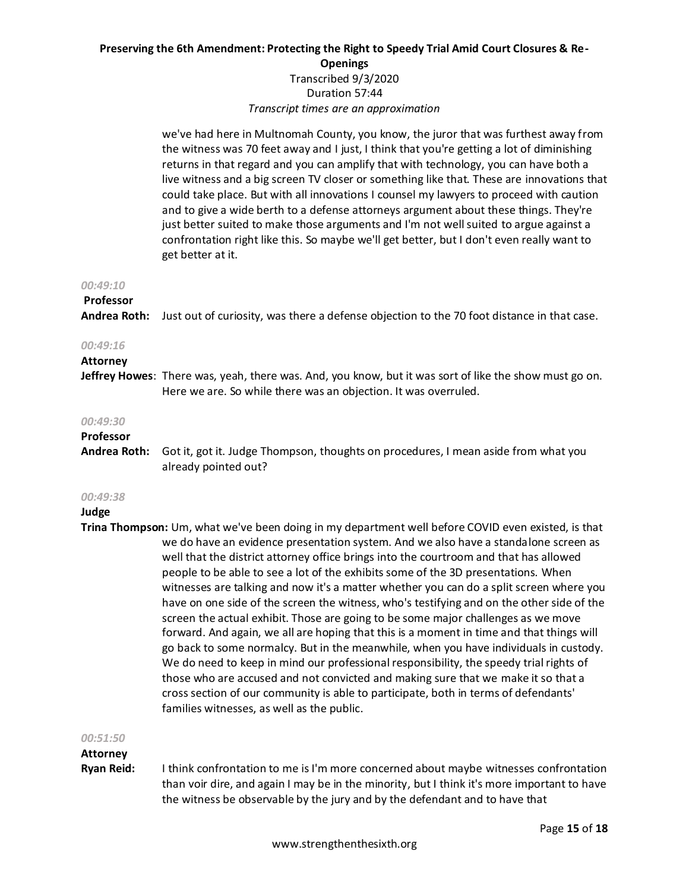we've had here in Multnomah County, you know, the juror that was furthest away from the witness was 70 feet away and I just, I think that you're getting a lot of diminishing returns in that regard and you can amplify that with technology, you can have both a live witness and a big screen TV closer or something like that. These are innovations that could take place. But with all innovations I counsel my lawyers to proceed with caution and to give a wide berth to a defense attorneys argument about these things. They're just better suited to make those arguments and I'm not well suited to argue against a confrontation right like this. So maybe we'll get better, but I don't even really want to get better at it.

*00:49:10*

**Professor Andrea Roth:** Just out of curiosity, was there a defense objection to the 70 foot distance in that case.

*00:49:16*

**Attorney Jeffrey Howes**: There was, yeah, there was. And, you know, but it was sort of like the show must go on. Here we are. So while there was an objection. It was overruled.

*00:49:30*

**Professor Andrea Roth:** Got it, got it. Judge Thompson, thoughts on procedures, I mean aside from what you already pointed out?

*00:49:38*

**Judge Trina Thompson:** Um, what we've been doing in my department well before COVID even existed, is that we do have an evidence presentation system. And we also have a standalone screen as well that the district attorney office brings into the courtroom and that has allowed people to be able to see a lot of the exhibits some of the 3D presentations. When witnesses are talking and now it's a matter whether you can do a split screen where you have on one side of the screen the witness, who's testifying and on the other side of the screen the actual exhibit. Those are going to be some major challenges as we move forward. And again, we all are hoping that this is a moment in time and that things will go back to some normalcy. But in the meanwhile, when you have individuals in custody. We do need to keep in mind our professional responsibility, the speedy trial rights of those who are accused and not convicted and making sure that we make it so that a cross section of our community is able to participate, both in terms of defendants' families witnesses, as well as the public.

*00:51:50*

**Attorney Ryan Reid:** I think confrontation to me is I'm more concerned about maybe witnesses confrontation than voir dire, and again I may be in the minority, but I think it's more important to have the witness be observable by the jury and by the defendant and to have that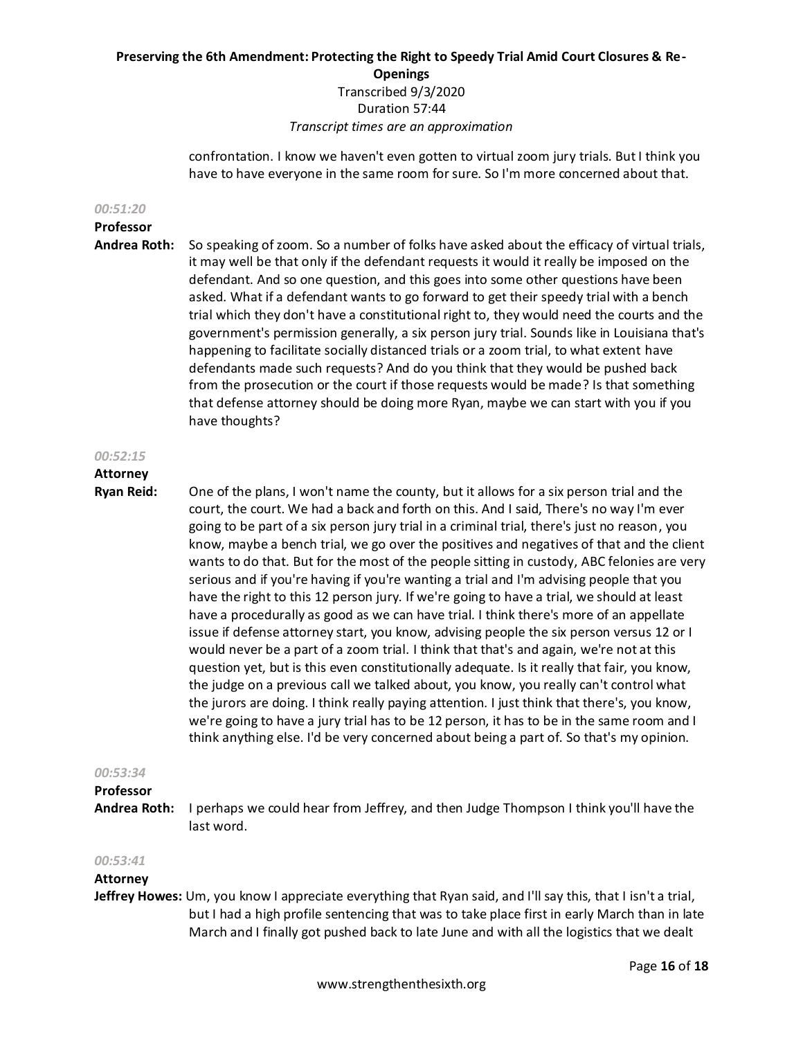confrontation. I know we haven't even gotten to virtual zoom jury trials. But I think you have to have everyone in the same room for sure. So I'm more concerned about that.

*00:51:20*

**Professor Andrea Roth:** So speaking of zoom. So a number of folks have asked about the efficacy of virtual trials, it may well be that only if the defendant requests it would it really be imposed on the defendant. And so one question, and this goes into some other questions have been asked. What if a defendant wants to go forward to get their speedy trial with a bench trial which they don't have a constitutional right to, they would need the courts and the government's permission generally, a six person jury trial. Sounds like in Louisiana that's happening to facilitate socially distanced trials or a zoom trial, to what extent have defendants made such requests? And do you think that they would be pushed back from the prosecution or the court if those requests would be made? Is that something that defense attorney should be doing more Ryan, maybe we can start with you if you have thoughts?

*00:52:15*

**Attorney Ryan Reid:** One of the plans, I won't name the county, but it allows for a six person trial and the court, the court. We had a back and forth on this. And I said, There's no way I'm ever going to be part of a six person jury trial in a criminal trial, there's just no reason, you know, maybe a bench trial, we go over the positives and negatives of that and the client wants to do that. But for the most of the people sitting in custody, ABC felonies are very serious and if you're having if you're wanting a trial and I'm advising people that you have the right to this 12 person jury. If we're going to have a trial, we should at least have a procedurally as good as we can have trial. I think there's more of an appellate issue if defense attorney start, you know, advising people the six person versus 12 or I would never be a part of a zoom trial. I think that that's and again, we're not at this question yet, but is this even constitutionally adequate. Is it really that fair, you know, the judge on a previous call we talked about, you know, you really can't control what the jurors are doing. I think really paying attention. I just think that there's, you know, we're going to have a jury trial has to be 12 person, it has to be in the same room and I think anything else. I'd be very concerned about being a part of. So that's my opinion.

*00:53:34*

**Professor Andrea Roth:** I perhaps we could hear from Jeffrey, and then Judge Thompson I think you'll have the last word.

*00:53:41*

**Attorney Jeffrey Howes:** Um, you know I appreciate everything that Ryan said, and I'll say this, that I isn't a trial, but I had a high profile sentencing that was to take place first in early March than in late March and I finally got pushed back to late June and with all the logistics that we dealt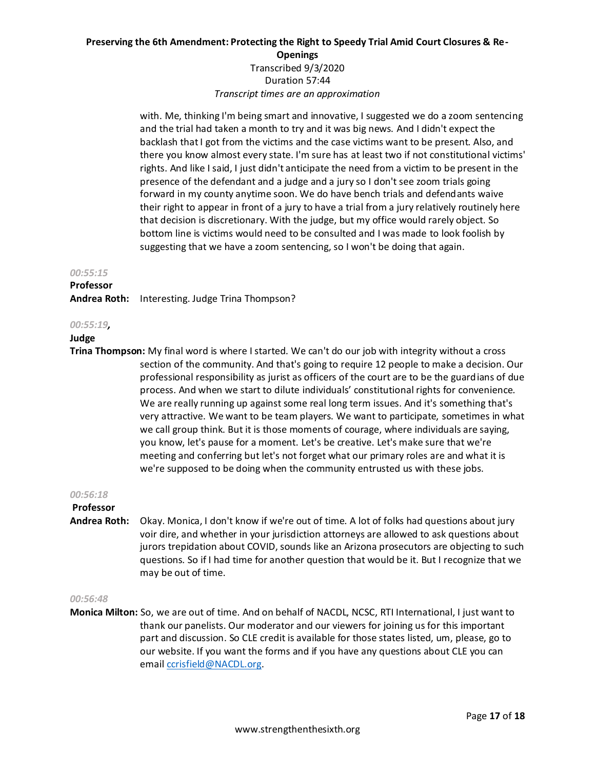with. Me, thinking I'm being smart and innovative, I suggested we do a zoom sentencing and the trial had taken a month to try and it was big news. And I didn't expect the backlash that I got from the victims and the case victims want to be present. Also, and there you know almost every state. I'm sure has at least two if not constitutional victims' rights. And like I said, I just didn't anticipate the need from a victim to be present in the presence of the defendant and a judge and a jury so I don't see zoom trials going forward in my county anytime soon. We do have bench trials and defendants waive their right to appear in front of a jury to have a trial from a jury relatively routinely here that decision is discretionary. With the judge, but my office would rarely object. So bottom line is victims would need to be consulted and I was made to look foolish by suggesting that we have a zoom sentencing, so I won't be doing that again.

*00:55:15*

**Professor Andrea Roth:** Interesting. Judge Trina Thompson?

*00:55:19,*

**Judge Trina Thompson:** My final word is where I started. We can't do our job with integrity without a cross section of the community. And that's going to require 12 people to make a decision. Our professional responsibility as jurist as officers of the court are to be the guardians of due process. And when we start to dilute individuals' constitutional rights for convenience. We are really running up against some real long term issues. And it's something that's very attractive. We want to be team players. We want to participate, sometimes in what we call group think. But it is those moments of courage, where individuals are saying, you know, let's pause for a moment. Let's be creative. Let's make sure that we're meeting and conferring but let's not forget what our primary roles are and what it is we're supposed to be doing when the community entrusted us with these jobs.

*00:56:18*

**Professor Andrea Roth:** Okay. Monica, I don't know if we're out of time. A lot of folks had questions about jury voir dire, and whether in your jurisdiction attorneys are allowed to ask questions about jurors trepidation about COVID, sounds like an Arizona prosecutors are objecting to such questions. So if I had time for another question that would be it. But I recognize that we may be out of time.

*00:56:48*

**Monica Milton:** So, we are out of time. And on behalf of NACDL, NCSC, RTI International, I just want to thank our panelists. Our moderator and our viewers for joining us for this important part and discussion. So CLE credit is available for those states listed, um, please, go to our website. If you want the forms and if you have any questions about CLE you can email ccrisfield@NACDL.org.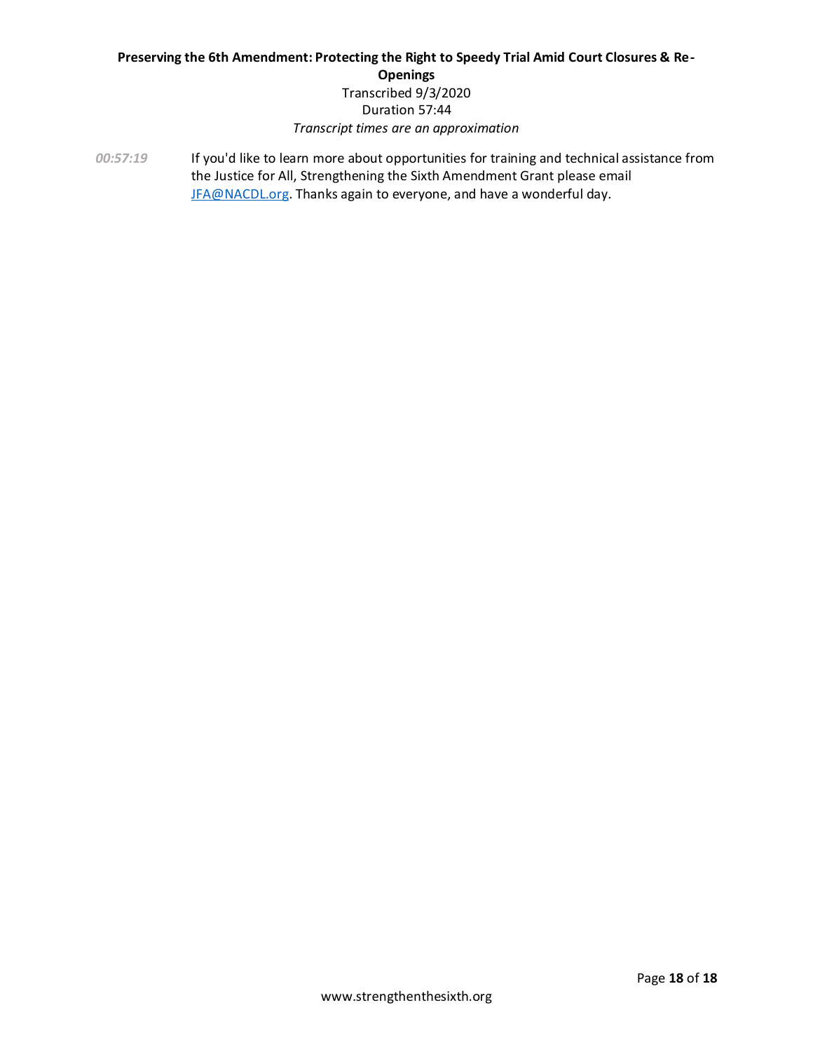*00:57:19* If you'd like to learn more about opportunities for training and technical assistance from the Justice for All, Strengthening the Sixth Amendment Grant please email JFA@NACDL.org. Thanks again to everyone, and have a wonderful day.